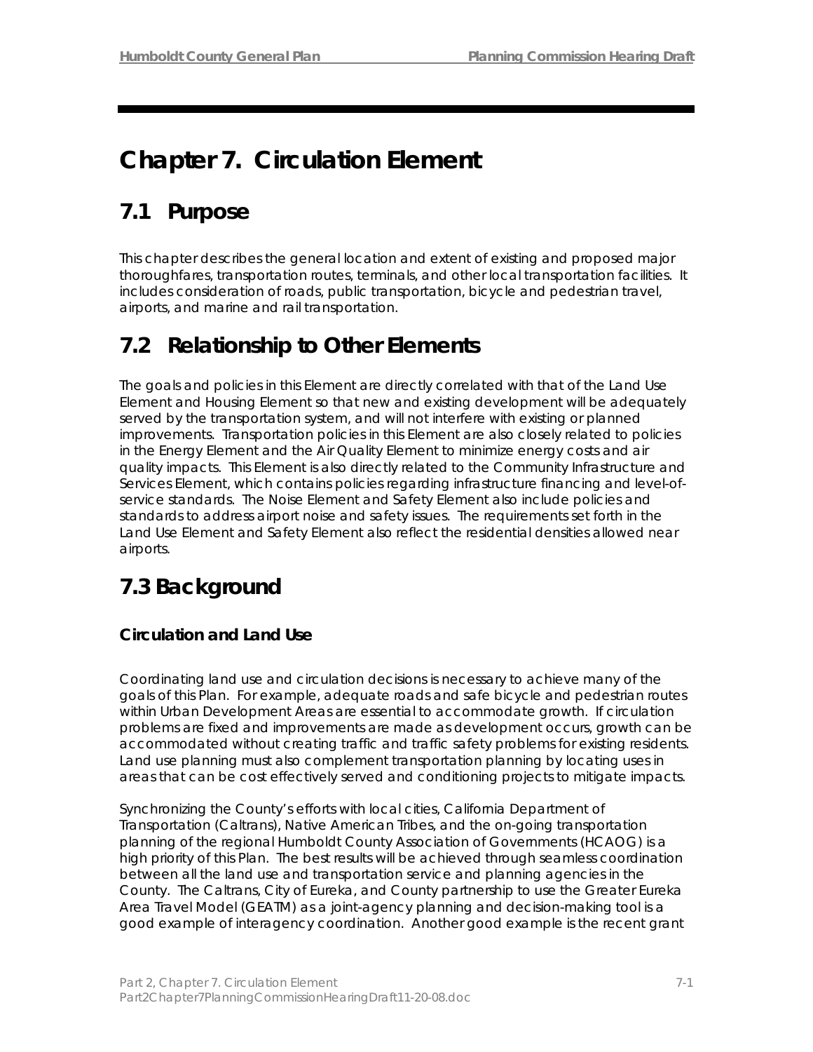# Chapter 7. Circulation Element

## 7.1 Purpose

This chapter describes the general location and extent of existing and proposed major thoroughfares, transportation routes, terminals, and other local transportation facilities. It includes consideration of roads, public transportation, bicycle and pedestrian travel, airports, and marine and rail transportation.

## 7.2 Relationship to Other Elements

The goals and policies in this Element are directly correlated with that of the Land Use Element and Housing Element so that new and existing development will be adequately served by the transportation system, and will not interfere with existing or planned improvements. Transportation policies in this Element are also closely related to policies in the Energy Element and the Air Quality Element to minimize energy costs and air quality impacts. This Element is also directly related to the Community Infrastructure and Services Element, which contains policies regarding infrastructure financing and level-of-service standards. The Noise Element and Safety Element also include policies and standards to address airport noise and safety issues. The requirements set forth in the Land Use Element and Safety Element also reflect the residential densities allowed near airports.

## 7.3 Background

### Circulation and Land Use

Coordinating land use and circulation decisions is necessary to achieve many of the goals of this Plan. For example, adequate roads and safe bicycle and pedestrian routes within Urban Development Areas are essential to accommodate growth. If circulation problems are fixed and improvements are made as development occurs, growth can be accommodated without creating traffic and traffic safety problems for existing residents. Land use planning must also complement transportation planning by locating uses in areas that can be cost effectively served and conditioning projects to mitigate impacts.

Synchronizing the County's efforts with local cities, California Department of Transportation (Caltrans), Native American Tribes, and the on-going transportation planning of the regional Humboldt County Association of Governments (HCAOG) is a high priority of this Plan. The best results will be achieved through seamless coordination between all the land use and transportation service and planning agencies in the County. The Caltrans, City of Eureka, and County partnership to use the Greater Eureka Area Travel Model (GEATM) as a joint-agency planning and decision-making tool is a good example of interagency coordination. Another good example is the recent grant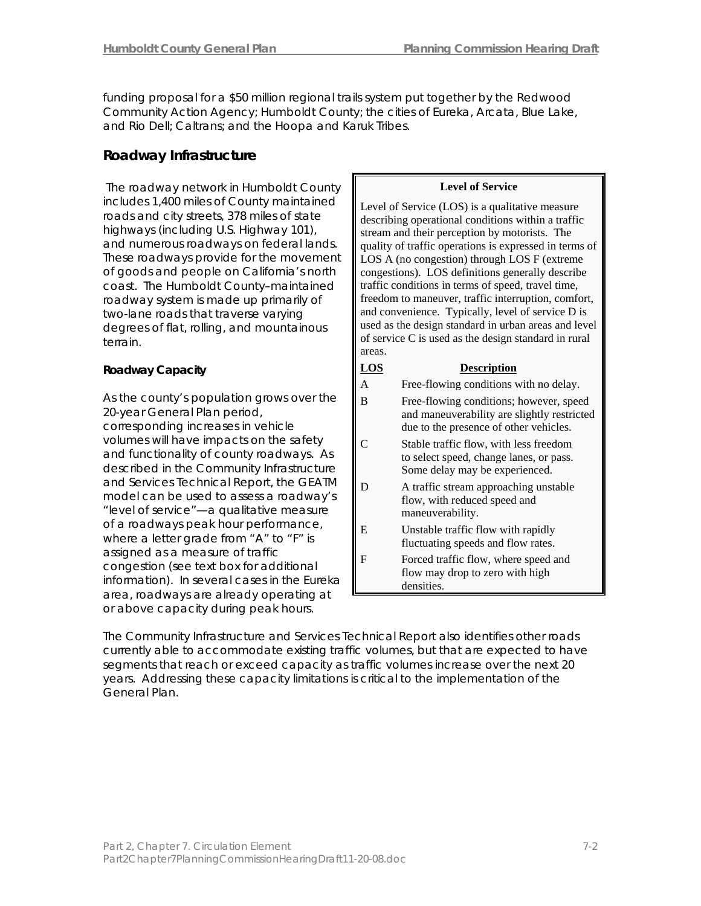funding proposal for a $50 million regional trails system put together by the Redwood Community Action Agency; Humboldt County; the cities of Eureka, Arcata, Blue Lake, and Rio Dell; Caltrans; and the Hoopa and Karuk Tribes.

## Roadway Infrastructure

The roadway network in Humboldt County includes 1,400 miles of County maintained roads and city streets, 378 miles of state highways (including U.S. Highway 101), and numerous roadways on federal lands. These roadways provide for the movement of goods and people on California's north coast. The Humboldt County–maintained roadway system is made up primarily of two-lane roads that traverse varying degrees of flat, rolling, and mountainous terrain.

### Roadway Capacity

As the county's population grows over the 20-year General Plan period, corresponding increases in vehicle volumes will have impacts on the safety and functionality of county roadways. As described in the Community Infrastructure and Services Technical Report, the GEATM model can be used to assess a roadway's "level of service"—a qualitative measure of a roadways peak hour performance, where a letter grade from "A" to "F" is assigned as a measure of traffic congestion (see text box for additional information). In several cases in the Eureka area, roadways are already operating at or above capacity during peak hours.

**Level of Service**

Level of Service (LOS) is a qualitative measure describing operational conditions within a traffic stream and their perception by motorists. The quality of traffic operations is expressed in terms of LOS A (no congestion) through LOS F (extreme congestions). LOS definitions generally describe traffic conditions in terms of speed, travel time, freedom to maneuver, traffic interruption, comfort, and convenience. Typically, level of service D is used as the design standard in urban areas and level of service C is used as the design standard in rural areas.

| LOS | Description |
|---|---|
| A | Free-flowing conditions with no delay. |
| B | Free-flowing conditions; however, speed and maneuverability are slightly restricted due to the presence of other vehicles. |
| C | Stable traffic flow, with less freedom to select speed, change lanes, or pass. Some delay may be experienced. |
| D | A traffic stream approaching unstable flow, with reduced speed and maneuverability. |
| E | Unstable traffic flow with rapidly fluctuating speeds and flow rates. |
| F | Forced traffic flow, where speed and flow may drop to zero with high densities. |

The Community Infrastructure and Services Technical Report also identifies other roads currently able to accommodate existing traffic volumes, but that are expected to have segments that reach or exceed capacity as traffic volumes increase over the next 20 years. Addressing these capacity limitations is critical to the implementation of the General Plan.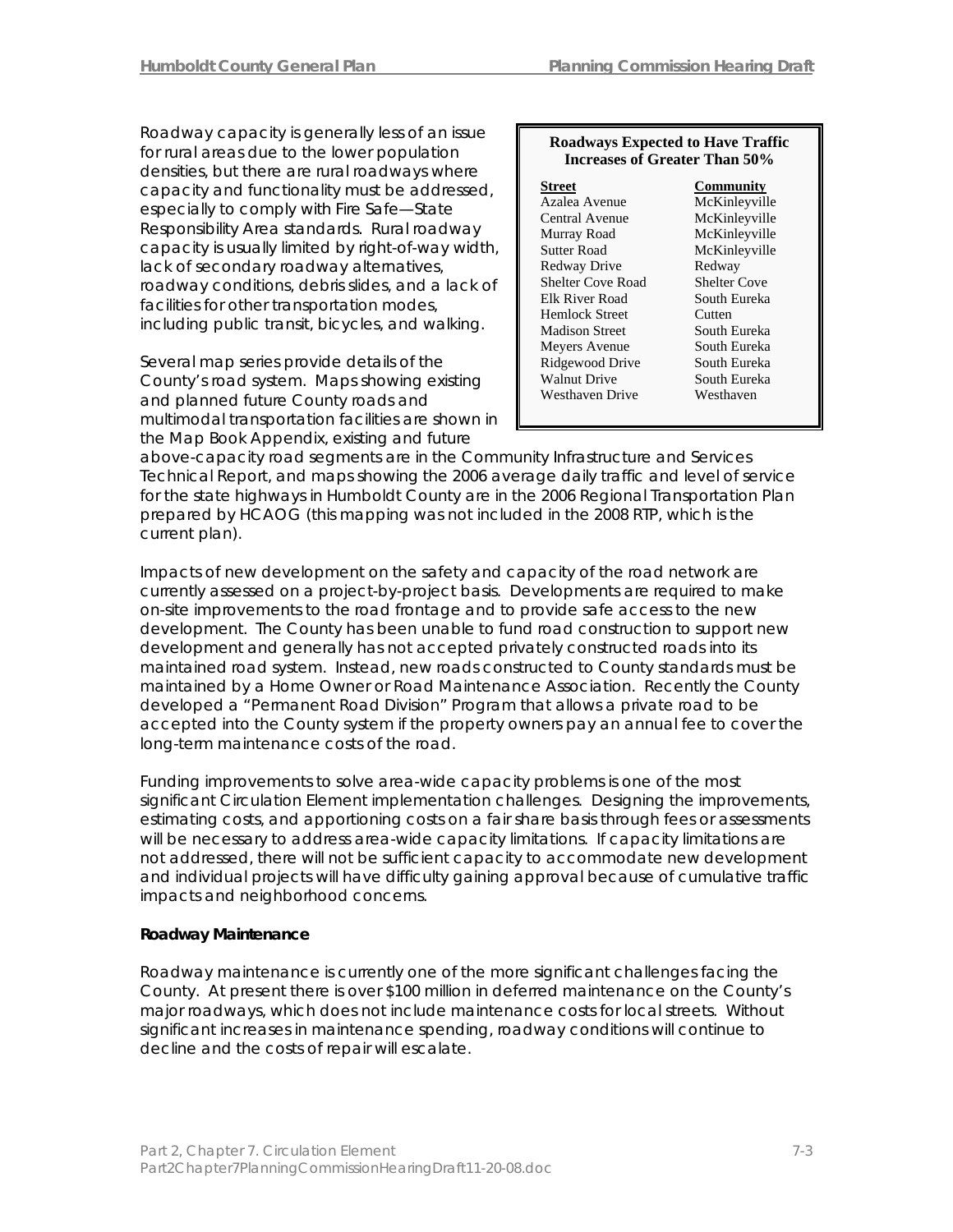Roadway capacity is generally less of an issue for rural areas due to the lower population densities, but there are rural roadways where capacity and functionality must be addressed, especially to comply with Fire Safe—State Responsibility Area standards. Rural roadway capacity is usually limited by right-of-way width, lack of secondary roadway alternatives, roadway conditions, debris slides, and a lack of facilities for other transportation modes, including public transit, bicycles, and walking.

**Roadways Expected to Have Traffic Increases of Greater Than 50%**

| Street | Community |
|---|---|
| Azalea Avenue | McKinleyville |
| Central Avenue | McKinleyville |
| Murray Road | McKinleyville |
| Sutter Road | McKinleyville |
| Redway Drive | Redway |
| Shelter Cove Road | Shelter Cove |
| Elk River Road | South Eureka |
| Hemlock Street | Cutten |
| Madison Street | South Eureka |
| Meyers Avenue | South Eureka |
| Ridgewood Drive | South Eureka |
| Walnut Drive | South Eureka |
| Westhaven Drive | Westhaven |

Several map series provide details of the County's road system. Maps showing existing and planned future County roads and multimodal transportation facilities are shown in the Map Book Appendix, existing and future above-capacity road segments are in the Community Infrastructure and Services Technical Report, and maps showing the 2006 average daily traffic and level of service for the state highways in Humboldt County are in the 2006 Regional Transportation Plan prepared by HCAOG (this mapping was not included in the 2008 RTP, which is the current plan).

Impacts of new development on the safety and capacity of the road network are currently assessed on a project-by-project basis. Developments are required to make on-site improvements to the road frontage and to provide safe access to the new development. The County has been unable to fund road construction to support new development and generally has not accepted privately constructed roads into its maintained road system. Instead, new roads constructed to County standards must be maintained by a Home Owner or Road Maintenance Association. Recently the County developed a "Permanent Road Division" Program that allows a private road to be accepted into the County system if the property owners pay an annual fee to cover the long-term maintenance costs of the road.

Funding improvements to solve area-wide capacity problems is one of the most significant Circulation Element implementation challenges. Designing the improvements, estimating costs, and apportioning costs on a fair share basis through fees or assessments will be necessary to address area-wide capacity limitations. If capacity limitations are not addressed, there will not be sufficient capacity to accommodate new development and individual projects will have difficulty gaining approval because of cumulative traffic impacts and neighborhood concerns.

**Roadway Maintenance**

Roadway maintenance is currently one of the more significant challenges facing the County. At present there is over $100 million in deferred maintenance on the County's major roadways, which does not include maintenance costs for local streets. Without significant increases in maintenance spending, roadway conditions will continue to decline and the costs of repair will escalate.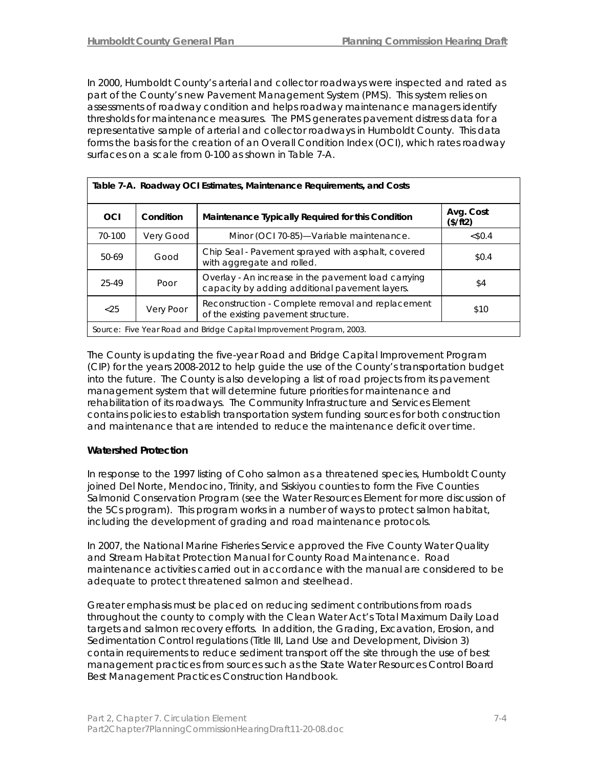In 2000, Humboldt County's arterial and collector roadways were inspected and rated as part of the County's new Pavement Management System (PMS). This system relies on assessments of roadway condition and helps roadway maintenance managers identify thresholds for maintenance measures. The PMS generates pavement distress data for a representative sample of arterial and collector roadways in Humboldt County. This data forms the basis for the creation of an Overall Condition Index (OCI), which rates roadway surfaces on a scale from 0-100 as shown in Table 7-A.

**Table 7-A. Roadway OCI Estimates, Maintenance Requirements, and Costs**

| OCI | Condition | Maintenance Typically Required for this Condition | Avg. Cost ($/ft2) |
|---|---|---|---|
| 70-100 | Very Good | Minor (OCI 70-85)—Variable maintenance. | <$0.4 |
| 50-69 | Good | Chip Seal - Pavement sprayed with asphalt, covered with aggregate and rolled. | $0.4 |
| 25-49 | Poor | Overlay - An increase in the pavement load carrying capacity by adding additional pavement layers. | $4 |
| <25 | Very Poor | Reconstruction - Complete removal and replacement of the existing pavement structure. | $10 |

Source: Five Year Road and Bridge Capital Improvement Program, 2003.

The County is updating the five-year Road and Bridge Capital Improvement Program (CIP) for the years 2008-2012 to help guide the use of the County's transportation budget into the future. The County is also developing a list of road projects from its pavement management system that will determine future priorities for maintenance and rehabilitation of its roadways. The Community Infrastructure and Services Element contains policies to establish transportation system funding sources for both construction and maintenance that are intended to reduce the maintenance deficit over time.

**Watershed Protection**

In response to the 1997 listing of Coho salmon as a threatened species, Humboldt County joined Del Norte, Mendocino, Trinity, and Siskiyou counties to form the Five Counties Salmonid Conservation Program (see the Water Resources Element for more discussion of the 5Cs program). This program works in a number of ways to protect salmon habitat, including the development of grading and road maintenance protocols.

In 2007, the National Marine Fisheries Service approved the Five County Water Quality and Stream Habitat Protection Manual for County Road Maintenance. Road maintenance activities carried out in accordance with the manual are considered to be adequate to protect threatened salmon and steelhead.

Greater emphasis must be placed on reducing sediment contributions from roads throughout the county to comply with the Clean Water Act's Total Maximum Daily Load targets and salmon recovery efforts. In addition, the Grading, Excavation, Erosion, and Sedimentation Control regulations (Title III, Land Use and Development, Division 3) contain requirements to reduce sediment transport off the site through the use of best management practices from sources such as the State Water Resources Control Board Best Management Practices Construction Handbook.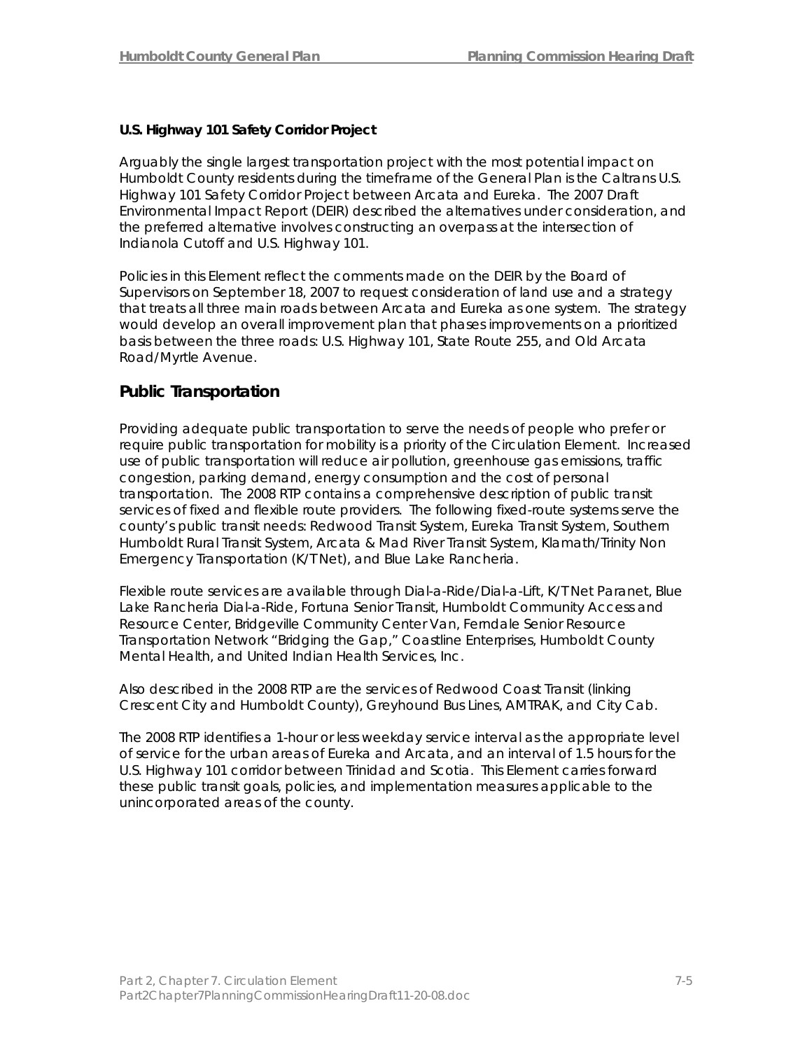**U.S. Highway 101 Safety Corridor Project**

Arguably the single largest transportation project with the most potential impact on Humboldt County residents during the timeframe of the General Plan is the Caltrans U.S. Highway 101 Safety Corridor Project between Arcata and Eureka. The 2007 Draft Environmental Impact Report (DEIR) described the alternatives under consideration, and the preferred alternative involves constructing an overpass at the intersection of Indianola Cutoff and U.S. Highway 101.

Policies in this Element reflect the comments made on the DEIR by the Board of Supervisors on September 18, 2007 to request consideration of land use and a strategy that treats all three main roads between Arcata and Eureka as one system. The strategy would develop an overall improvement plan that phases improvements on a prioritized basis between the three roads: U.S. Highway 101, State Route 255, and Old Arcata Road/Myrtle Avenue.

## Public Transportation

Providing adequate public transportation to serve the needs of people who prefer or require public transportation for mobility is a priority of the Circulation Element. Increased use of public transportation will reduce air pollution, greenhouse gas emissions, traffic congestion, parking demand, energy consumption and the cost of personal transportation. The 2008 RTP contains a comprehensive description of public transit services of fixed and flexible route providers. The following fixed-route systems serve the county's public transit needs: Redwood Transit System, Eureka Transit System, Southern Humboldt Rural Transit System, Arcata & Mad River Transit System, Klamath/Trinity Non Emergency Transportation (K/T Net), and Blue Lake Rancheria.

Flexible route services are available through Dial-a-Ride/Dial-a-Lift, K/T Net Paranet, Blue Lake Rancheria Dial-a-Ride, Fortuna Senior Transit, Humboldt Community Access and Resource Center, Bridgeville Community Center Van, Ferndale Senior Resource Transportation Network "Bridging the Gap," Coastline Enterprises, Humboldt County Mental Health, and United Indian Health Services, Inc.

Also described in the 2008 RTP are the services of Redwood Coast Transit (linking Crescent City and Humboldt County), Greyhound Bus Lines, AMTRAK, and City Cab.

The 2008 RTP identifies a 1-hour or less weekday service interval as the appropriate level of service for the urban areas of Eureka and Arcata, and an interval of 1.5 hours for the U.S. Highway 101 corridor between Trinidad and Scotia. This Element carries forward these public transit goals, policies, and implementation measures applicable to the unincorporated areas of the county.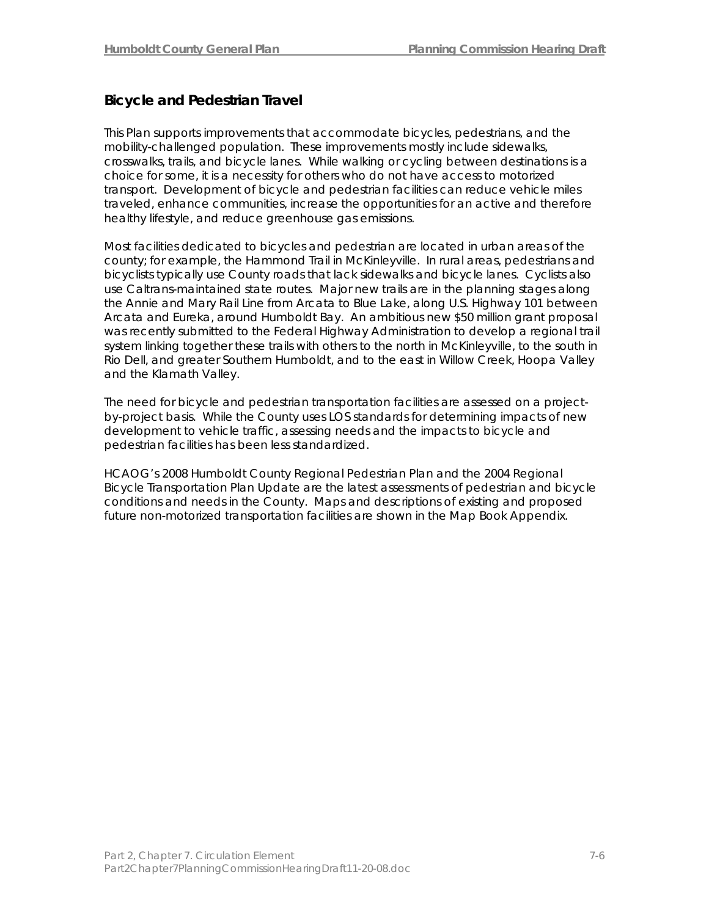## Bicycle and Pedestrian Travel

This Plan supports improvements that accommodate bicycles, pedestrians, and the mobility-challenged population. These improvements mostly include sidewalks, crosswalks, trails, and bicycle lanes. While walking or cycling between destinations is a choice for some, it is a necessity for others who do not have access to motorized transport. Development of bicycle and pedestrian facilities can reduce vehicle miles traveled, enhance communities, increase the opportunities for an active and therefore healthy lifestyle, and reduce greenhouse gas emissions.

Most facilities dedicated to bicycles and pedestrian are located in urban areas of the county; for example, the Hammond Trail in McKinleyville. In rural areas, pedestrians and bicyclists typically use County roads that lack sidewalks and bicycle lanes. Cyclists also use Caltrans-maintained state routes. Major new trails are in the planning stages along the Annie and Mary Rail Line from Arcata to Blue Lake, along U.S. Highway 101 between Arcata and Eureka, around Humboldt Bay. An ambitious new $50 million grant proposal was recently submitted to the Federal Highway Administration to develop a regional trail system linking together these trails with others to the north in McKinleyville, to the south in Rio Dell, and greater Southern Humboldt, and to the east in Willow Creek, Hoopa Valley and the Klamath Valley.

The need for bicycle and pedestrian transportation facilities are assessed on a project-by-project basis. While the County uses LOS standards for determining impacts of new development to vehicle traffic, assessing needs and the impacts to bicycle and pedestrian facilities has been less standardized.

HCAOG's 2008 Humboldt County Regional Pedestrian Plan and the 2004 Regional Bicycle Transportation Plan Update are the latest assessments of pedestrian and bicycle conditions and needs in the County. Maps and descriptions of existing and proposed future non-motorized transportation facilities are shown in the Map Book Appendix.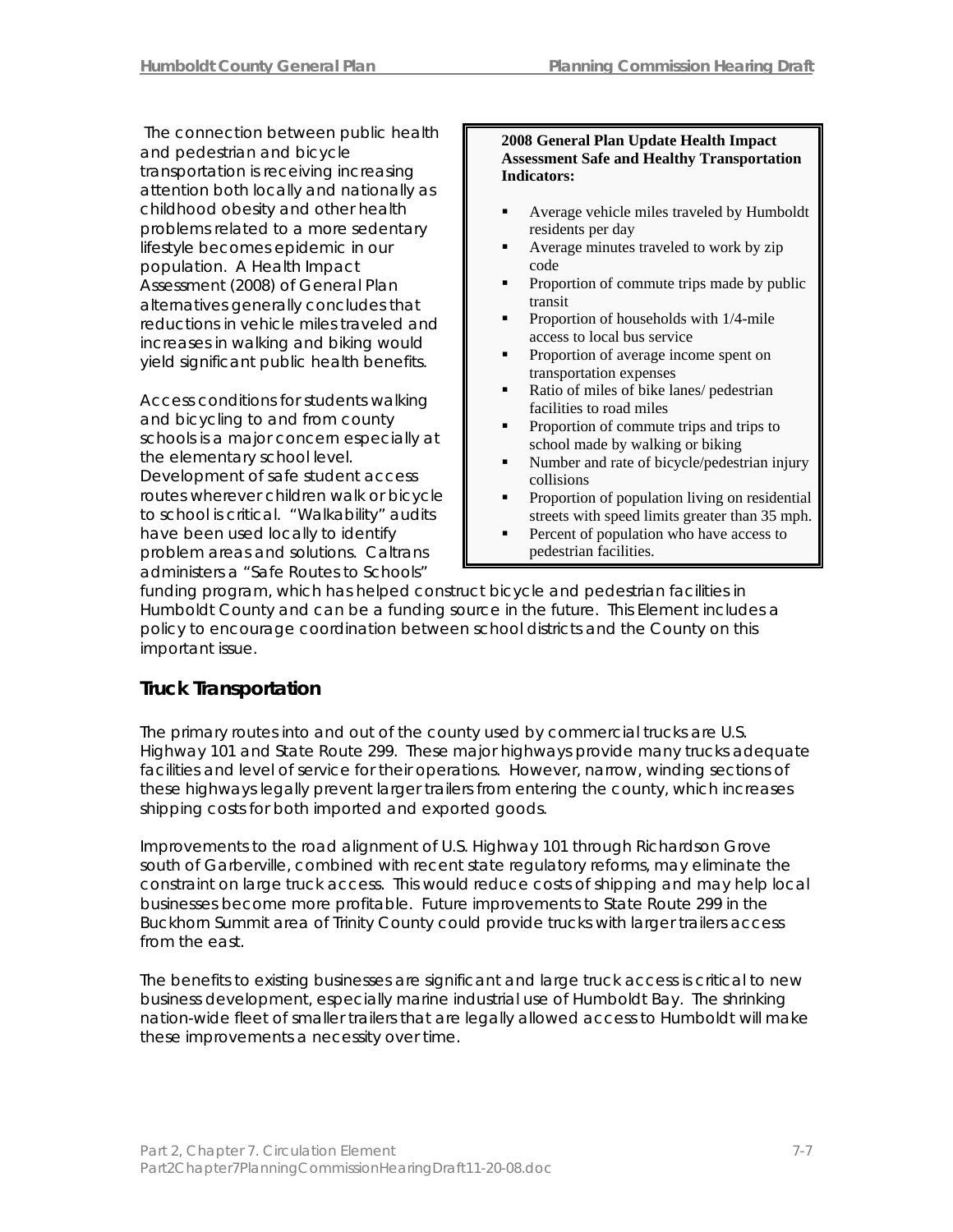The connection between public health and pedestrian and bicycle transportation is receiving increasing attention both locally and nationally as childhood obesity and other health problems related to a more sedentary lifestyle becomes epidemic in our population. A Health Impact Assessment (2008) of General Plan alternatives generally concludes that reductions in vehicle miles traveled and increases in walking and biking would yield significant public health benefits.

> **2008 General Plan Update Health Impact Assessment Safe and Healthy Transportation Indicators:**
>
> - Average vehicle miles traveled by Humboldt residents per day
> - Average minutes traveled to work by zip code
> - Proportion of commute trips made by public transit
> - Proportion of households with 1/4-mile access to local bus service
> - Proportion of average income spent on transportation expenses
> - Ratio of miles of bike lanes/ pedestrian facilities to road miles
> - Proportion of commute trips and trips to school made by walking or biking
> - Number and rate of bicycle/pedestrian injury collisions
> - Proportion of population living on residential streets with speed limits greater than 35 mph.
> - Percent of population who have access to pedestrian facilities.

Access conditions for students walking and bicycling to and from county schools is a major concern especially at the elementary school level. Development of safe student access routes wherever children walk or bicycle to school is critical. "Walkability" audits have been used locally to identify problem areas and solutions. Caltrans administers a "Safe Routes to Schools" funding program, which has helped construct bicycle and pedestrian facilities in Humboldt County and can be a funding source in the future. This Element includes a policy to encourage coordination between school districts and the County on this important issue.

## Truck Transportation

The primary routes into and out of the county used by commercial trucks are U.S. Highway 101 and State Route 299. These major highways provide many trucks adequate facilities and level of service for their operations. However, narrow, winding sections of these highways legally prevent larger trailers from entering the county, which increases shipping costs for both imported and exported goods.

Improvements to the road alignment of U.S. Highway 101 through Richardson Grove south of Garberville, combined with recent state regulatory reforms, may eliminate the constraint on large truck access. This would reduce costs of shipping and may help local businesses become more profitable. Future improvements to State Route 299 in the Buckhorn Summit area of Trinity County could provide trucks with larger trailers access from the east.

The benefits to existing businesses are significant and large truck access is critical to new business development, especially marine industrial use of Humboldt Bay. The shrinking nation-wide fleet of smaller trailers that are legally allowed access to Humboldt will make these improvements a necessity over time.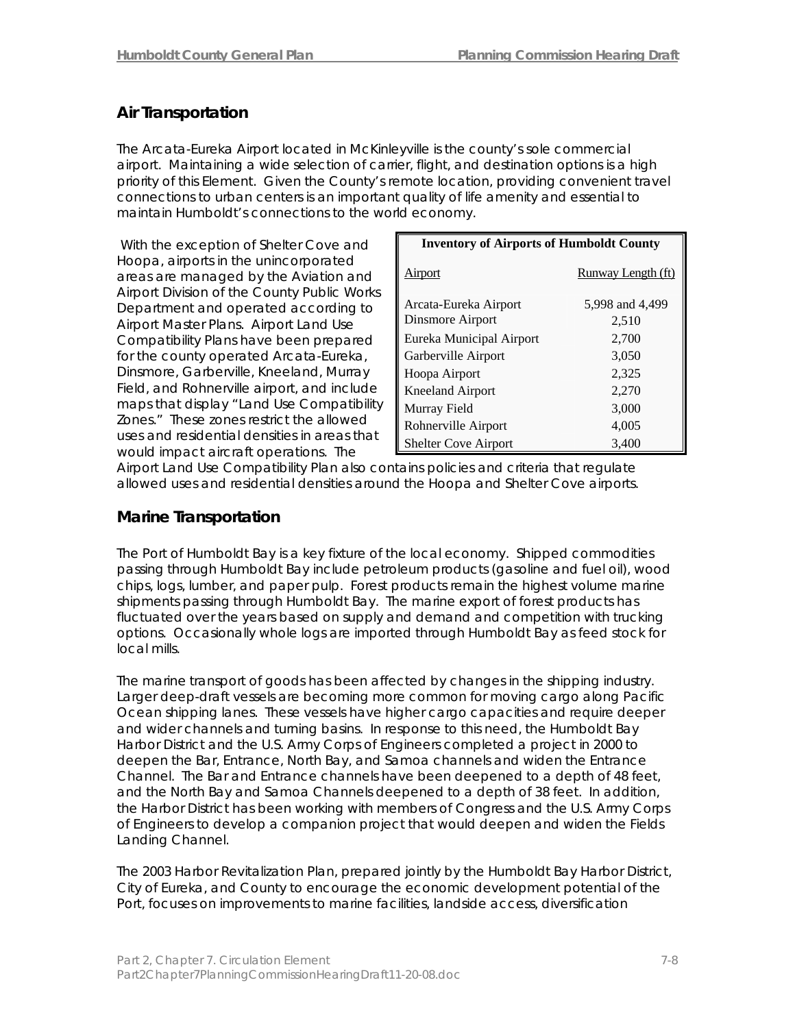## Air Transportation

The Arcata-Eureka Airport located in McKinleyville is the county's sole commercial airport. Maintaining a wide selection of carrier, flight, and destination options is a high priority of this Element. Given the County's remote location, providing convenient travel connections to urban centers is an important quality of life amenity and essential to maintain Humboldt's connections to the world economy.

With the exception of Shelter Cove and Hoopa, airports in the unincorporated areas are managed by the Aviation and Airport Division of the County Public Works Department and operated according to Airport Master Plans. Airport Land Use Compatibility Plans have been prepared for the county operated Arcata-Eureka, Dinsmore, Garberville, Kneeland, Murray Field, and Rohnerville airport, and include maps that display "Land Use Compatibility Zones." These zones restrict the allowed uses and residential densities in areas that would impact aircraft operations. The Airport Land Use Compatibility Plan also contains policies and criteria that regulate allowed uses and residential densities around the Hoopa and Shelter Cove airports.

**Inventory of Airports of Humboldt County**

| Airport | Runway Length (ft) |
|---|---|
| Arcata-Eureka Airport | 5,998 and 4,499 |
| Dinsmore Airport | 2,510 |
| Eureka Municipal Airport | 2,700 |
| Garberville Airport | 3,050 |
| Hoopa Airport | 2,325 |
| Kneeland Airport | 2,270 |
| Murray Field | 3,000 |
| Rohnerville Airport | 4,005 |
| Shelter Cove Airport | 3,400 |

## Marine Transportation

The Port of Humboldt Bay is a key fixture of the local economy. Shipped commodities passing through Humboldt Bay include petroleum products (gasoline and fuel oil), wood chips, logs, lumber, and paper pulp. Forest products remain the highest volume marine shipments passing through Humboldt Bay. The marine export of forest products has fluctuated over the years based on supply and demand and competition with trucking options. Occasionally whole logs are imported through Humboldt Bay as feed stock for local mills.

The marine transport of goods has been affected by changes in the shipping industry. Larger deep-draft vessels are becoming more common for moving cargo along Pacific Ocean shipping lanes. These vessels have higher cargo capacities and require deeper and wider channels and turning basins. In response to this need, the Humboldt Bay Harbor District and the U.S. Army Corps of Engineers completed a project in 2000 to deepen the Bar, Entrance, North Bay, and Samoa channels and widen the Entrance Channel. The Bar and Entrance channels have been deepened to a depth of 48 feet, and the North Bay and Samoa Channels deepened to a depth of 38 feet. In addition, the Harbor District has been working with members of Congress and the U.S. Army Corps of Engineers to develop a companion project that would deepen and widen the Fields Landing Channel.

The 2003 Harbor Revitalization Plan, prepared jointly by the Humboldt Bay Harbor District, City of Eureka, and County to encourage the economic development potential of the Port, focuses on improvements to marine facilities, landside access, diversification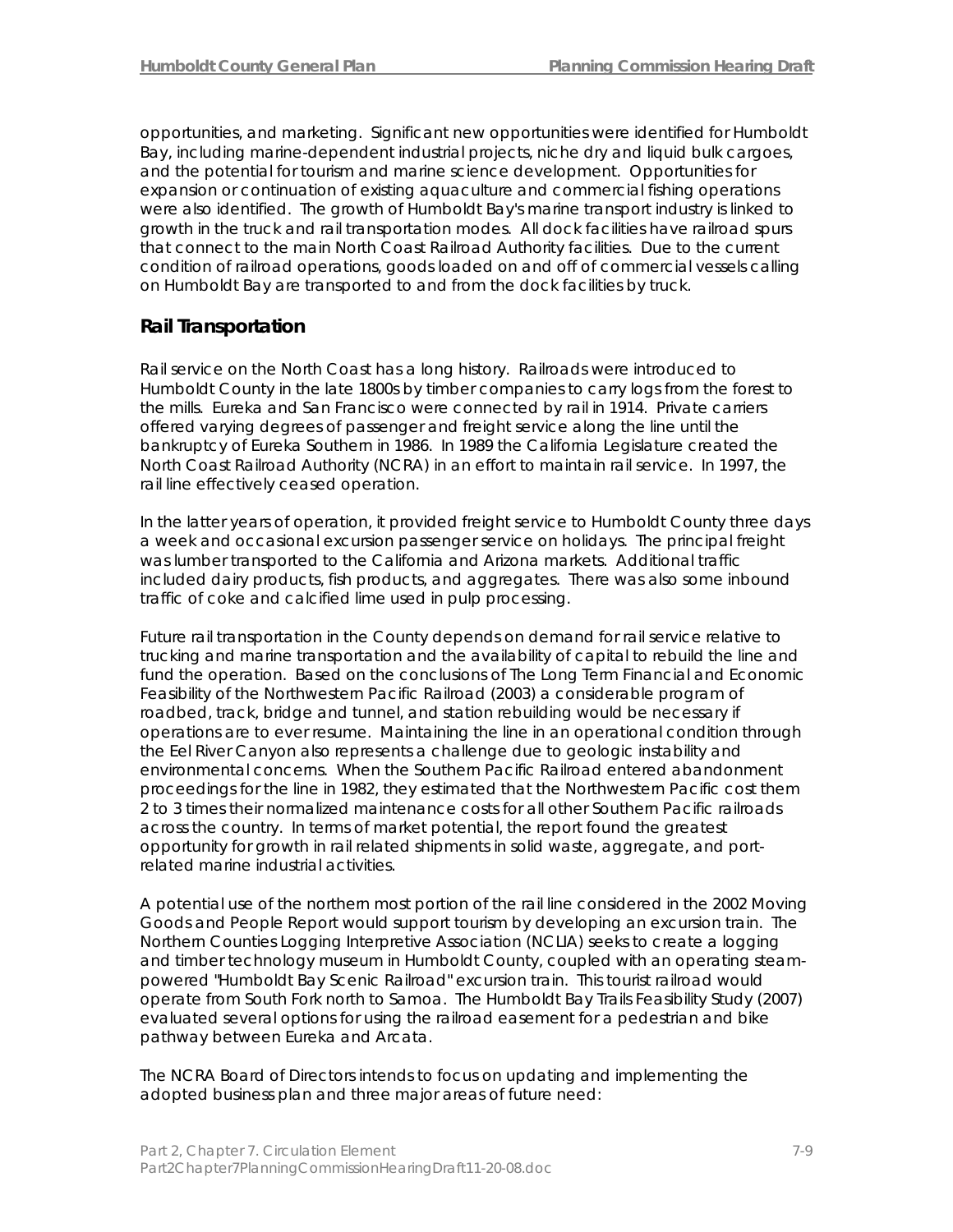opportunities, and marketing. Significant new opportunities were identified for Humboldt Bay, including marine-dependent industrial projects, niche dry and liquid bulk cargoes, and the potential for tourism and marine science development. Opportunities for expansion or continuation of existing aquaculture and commercial fishing operations were also identified. The growth of Humboldt Bay's marine transport industry is linked to growth in the truck and rail transportation modes. All dock facilities have railroad spurs that connect to the main North Coast Railroad Authority facilities. Due to the current condition of railroad operations, goods loaded on and off of commercial vessels calling on Humboldt Bay are transported to and from the dock facilities by truck.

## Rail Transportation

Rail service on the North Coast has a long history. Railroads were introduced to Humboldt County in the late 1800s by timber companies to carry logs from the forest to the mills. Eureka and San Francisco were connected by rail in 1914. Private carriers offered varying degrees of passenger and freight service along the line until the bankruptcy of Eureka Southern in 1986. In 1989 the California Legislature created the North Coast Railroad Authority (NCRA) in an effort to maintain rail service. In 1997, the rail line effectively ceased operation.

In the latter years of operation, it provided freight service to Humboldt County three days a week and occasional excursion passenger service on holidays. The principal freight was lumber transported to the California and Arizona markets. Additional traffic included dairy products, fish products, and aggregates. There was also some inbound traffic of coke and calcified lime used in pulp processing.

Future rail transportation in the County depends on demand for rail service relative to trucking and marine transportation and the availability of capital to rebuild the line and fund the operation. Based on the conclusions of The Long Term Financial and Economic Feasibility of the Northwestern Pacific Railroad (2003) a considerable program of roadbed, track, bridge and tunnel, and station rebuilding would be necessary if operations are to ever resume. Maintaining the line in an operational condition through the Eel River Canyon also represents a challenge due to geologic instability and environmental concerns. When the Southern Pacific Railroad entered abandonment proceedings for the line in 1982, they estimated that the Northwestern Pacific cost them 2 to 3 times their normalized maintenance costs for all other Southern Pacific railroads across the country. In terms of market potential, the report found the greatest opportunity for growth in rail related shipments in solid waste, aggregate, and port-related marine industrial activities.

A potential use of the northern most portion of the rail line considered in the 2002 Moving Goods and People Report would support tourism by developing an excursion train. The Northern Counties Logging Interpretive Association (NCLIA) seeks to create a logging and timber technology museum in Humboldt County, coupled with an operating steam-powered "Humboldt Bay Scenic Railroad" excursion train. This tourist railroad would operate from South Fork north to Samoa. The Humboldt Bay Trails Feasibility Study (2007) evaluated several options for using the railroad easement for a pedestrian and bike pathway between Eureka and Arcata.

The NCRA Board of Directors intends to focus on updating and implementing the adopted business plan and three major areas of future need: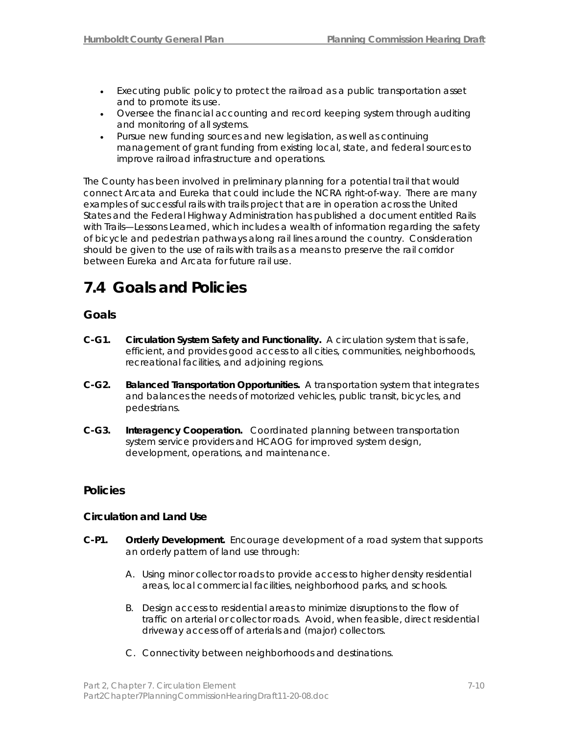- Executing public policy to protect the railroad as a public transportation asset and to promote its use.
- Oversee the financial accounting and record keeping system through auditing and monitoring of all systems.
- Pursue new funding sources and new legislation, as well as continuing management of grant funding from existing local, state, and federal sources to improve railroad infrastructure and operations.

The County has been involved in preliminary planning for a potential trail that would connect Arcata and Eureka that could include the NCRA right-of-way. There are many examples of successful rails with trails project that are in operation across the United States and the Federal Highway Administration has published a document entitled Rails with Trails—Lessons Learned, which includes a wealth of information regarding the safety of bicycle and pedestrian pathways along rail lines around the country. Consideration should be given to the use of rails with trails as a means to preserve the rail corridor between Eureka and Arcata for future rail use.

# 7.4 Goals and Policies

## Goals

**C-G1. Circulation System Safety and Functionality.** A circulation system that is safe, efficient, and provides good access to all cities, communities, neighborhoods, recreational facilities, and adjoining regions.

**C-G2. Balanced Transportation Opportunities.** A transportation system that integrates and balances the needs of motorized vehicles, public transit, bicycles, and pedestrians.

**C-G3. Interagency Cooperation.** Coordinated planning between transportation system service providers and HCAOG for improved system design, development, operations, and maintenance.

## Policies

### Circulation and Land Use

**C-P1. Orderly Development.** Encourage development of a road system that supports an orderly pattern of land use through:

A. Using minor collector roads to provide access to higher density residential areas, local commercial facilities, neighborhood parks, and schools.

B. Design access to residential areas to minimize disruptions to the flow of traffic on arterial or collector roads. Avoid, when feasible, direct residential driveway access off of arterials and (major) collectors.

C. Connectivity between neighborhoods and destinations.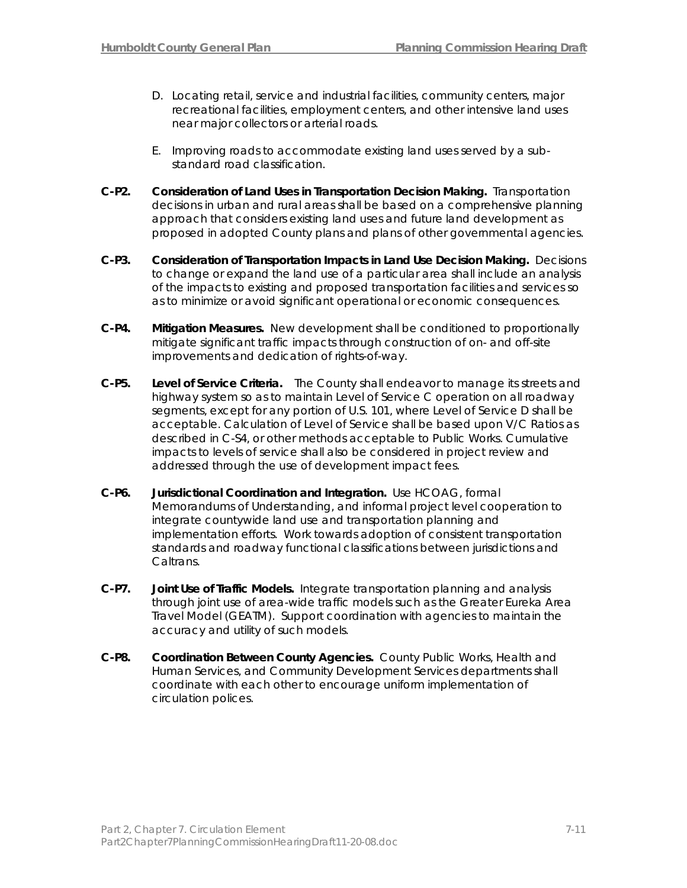D. Locating retail, service and industrial facilities, community centers, major recreational facilities, employment centers, and other intensive land uses near major collectors or arterial roads.

E. Improving roads to accommodate existing land uses served by a sub-standard road classification.

**C-P2. Consideration of Land Uses in Transportation Decision Making.** Transportation decisions in urban and rural areas shall be based on a comprehensive planning approach that considers existing land uses and future land development as proposed in adopted County plans and plans of other governmental agencies.

**C-P3. Consideration of Transportation Impacts in Land Use Decision Making.** Decisions to change or expand the land use of a particular area shall include an analysis of the impacts to existing and proposed transportation facilities and services so as to minimize or avoid significant operational or economic consequences.

**C-P4. Mitigation Measures.** New development shall be conditioned to proportionally mitigate significant traffic impacts through construction of on- and off-site improvements and dedication of rights-of-way.

**C-P5. Level of Service Criteria.** The County shall endeavor to manage its streets and highway system so as to maintain Level of Service C operation on all roadway segments, except for any portion of U.S. 101, where Level of Service D shall be acceptable. Calculation of Level of Service shall be based upon V/C Ratios as described in C-S4, or other methods acceptable to Public Works. Cumulative impacts to levels of service shall also be considered in project review and addressed through the use of development impact fees.

**C-P6. Jurisdictional Coordination and Integration.** Use HCOAG, formal Memorandums of Understanding, and informal project level cooperation to integrate countywide land use and transportation planning and implementation efforts. Work towards adoption of consistent transportation standards and roadway functional classifications between jurisdictions and Caltrans.

**C-P7. Joint Use of Traffic Models.** Integrate transportation planning and analysis through joint use of area-wide traffic models such as the Greater Eureka Area Travel Model (GEATM). Support coordination with agencies to maintain the accuracy and utility of such models.

**C-P8. Coordination Between County Agencies.** County Public Works, Health and Human Services, and Community Development Services departments shall coordinate with each other to encourage uniform implementation of circulation polices.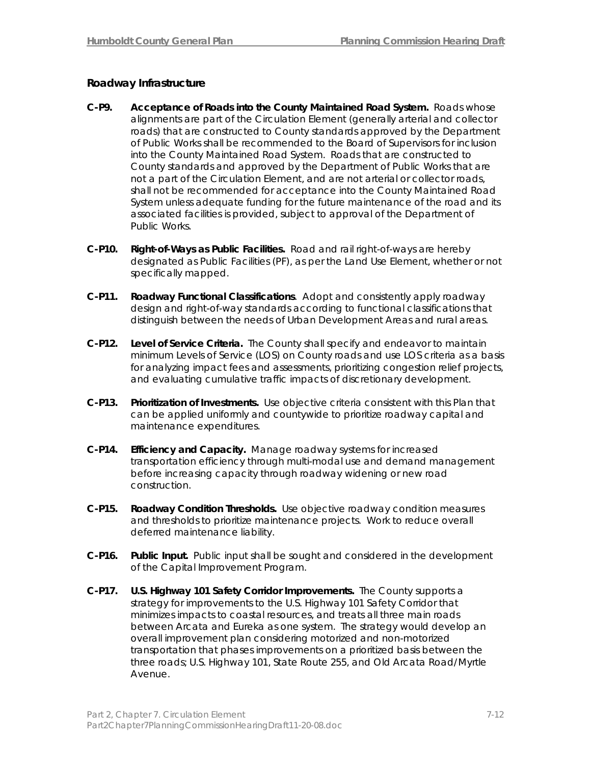### Roadway Infrastructure

**C-P9. Acceptance of Roads into the County Maintained Road System.** Roads whose alignments are part of the Circulation Element (generally arterial and collector roads) that are constructed to County standards approved by the Department of Public Works shall be recommended to the Board of Supervisors for inclusion into the County Maintained Road System. Roads that are constructed to County standards and approved by the Department of Public Works that are not a part of the Circulation Element, and are not arterial or collector roads, shall not be recommended for acceptance into the County Maintained Road System unless adequate funding for the future maintenance of the road and its associated facilities is provided, subject to approval of the Department of Public Works.

**C-P10. Right-of-Ways as Public Facilities.** Road and rail right-of-ways are hereby designated as Public Facilities (PF), as per the Land Use Element, whether or not specifically mapped.

**C-P11. Roadway Functional Classifications**. Adopt and consistently apply roadway design and right-of-way standards according to functional classifications that distinguish between the needs of Urban Development Areas and rural areas.

**C-P12. Level of Service Criteria.** The County shall specify and endeavor to maintain minimum Levels of Service (LOS) on County roads and use LOS criteria as a basis for analyzing impact fees and assessments, prioritizing congestion relief projects, and evaluating cumulative traffic impacts of discretionary development.

**C-P13. Prioritization of Investments.** Use objective criteria consistent with this Plan that can be applied uniformly and countywide to prioritize roadway capital and maintenance expenditures.

**C-P14. Efficiency and Capacity.** Manage roadway systems for increased transportation efficiency through multi-modal use and demand management before increasing capacity through roadway widening or new road construction.

**C-P15. Roadway Condition Thresholds.** Use objective roadway condition measures and thresholds to prioritize maintenance projects. Work to reduce overall deferred maintenance liability.

**C-P16. Public Input.** Public input shall be sought and considered in the development of the Capital Improvement Program.

**C-P17. U.S. Highway 101 Safety Corridor Improvements.** The County supports a strategy for improvements to the U.S. Highway 101 Safety Corridor that minimizes impacts to coastal resources, and treats all three main roads between Arcata and Eureka as one system. The strategy would develop an overall improvement plan considering motorized and non-motorized transportation that phases improvements on a prioritized basis between the three roads; U.S. Highway 101, State Route 255, and Old Arcata Road/Myrtle Avenue.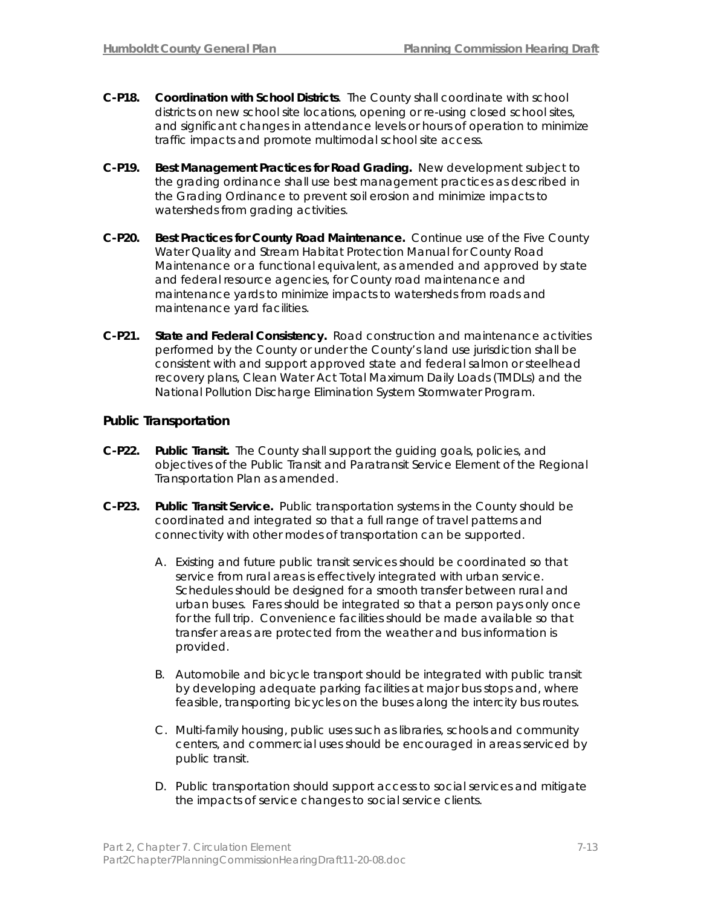**C-P18. Coordination with School Districts**. The County shall coordinate with school districts on new school site locations, opening or re-using closed school sites, and significant changes in attendance levels or hours of operation to minimize traffic impacts and promote multimodal school site access.

**C-P19. Best Management Practices for Road Grading.** New development subject to the grading ordinance shall use best management practices as described in the Grading Ordinance to prevent soil erosion and minimize impacts to watersheds from grading activities.

**C-P20. Best Practices for County Road Maintenance.** Continue use of the Five County Water Quality and Stream Habitat Protection Manual for County Road Maintenance or a functional equivalent, as amended and approved by state and federal resource agencies, for County road maintenance and maintenance yards to minimize impacts to watersheds from roads and maintenance yard facilities.

**C-P21. State and Federal Consistency.** Road construction and maintenance activities performed by the County or under the County's land use jurisdiction shall be consistent with and support approved state and federal salmon or steelhead recovery plans, Clean Water Act Total Maximum Daily Loads (TMDLs) and the National Pollution Discharge Elimination System Stormwater Program.

### Public Transportation

**C-P22. Public Transit.** The County shall support the guiding goals, policies, and objectives of the Public Transit and Paratransit Service Element of the Regional Transportation Plan as amended.

**C-P23. Public Transit Service.** Public transportation systems in the County should be coordinated and integrated so that a full range of travel patterns and connectivity with other modes of transportation can be supported.

A. Existing and future public transit services should be coordinated so that service from rural areas is effectively integrated with urban service. Schedules should be designed for a smooth transfer between rural and urban buses. Fares should be integrated so that a person pays only once for the full trip. Convenience facilities should be made available so that transfer areas are protected from the weather and bus information is provided.

B. Automobile and bicycle transport should be integrated with public transit by developing adequate parking facilities at major bus stops and, where feasible, transporting bicycles on the buses along the intercity bus routes.

C. Multi-family housing, public uses such as libraries, schools and community centers, and commercial uses should be encouraged in areas serviced by public transit.

D. Public transportation should support access to social services and mitigate the impacts of service changes to social service clients.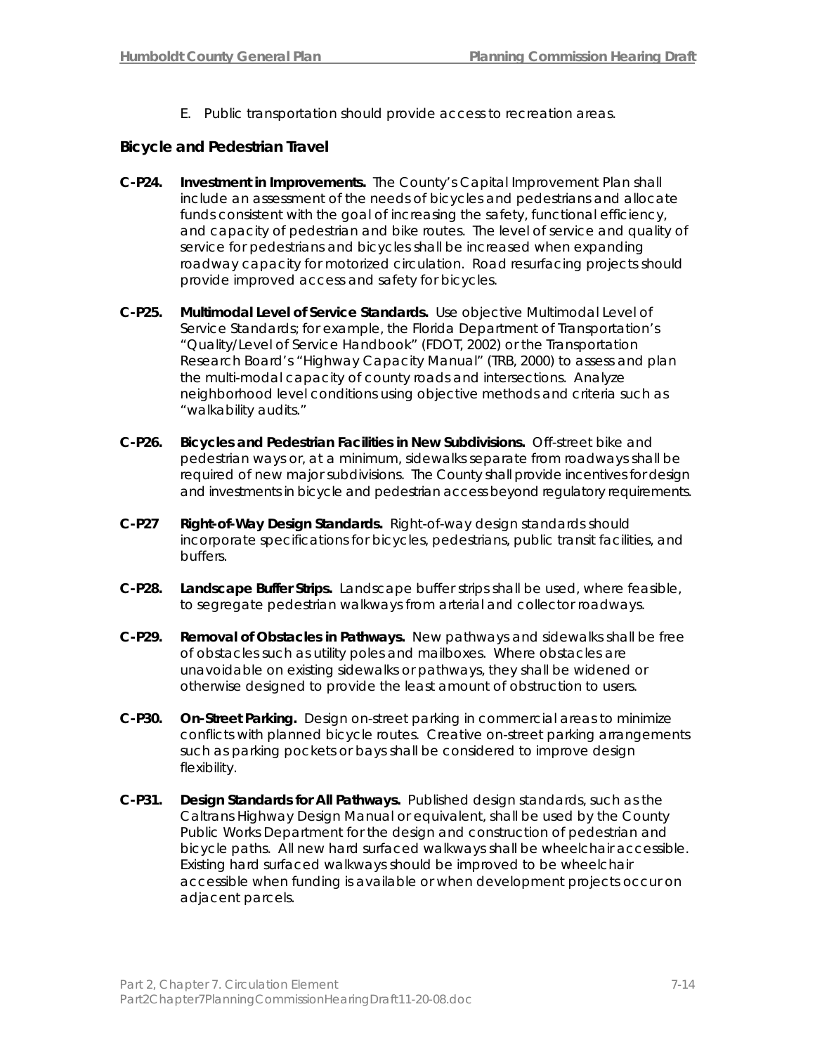E. Public transportation should provide access to recreation areas.

### Bicycle and Pedestrian Travel

**C-P24. Investment in Improvements.** The County's Capital Improvement Plan shall include an assessment of the needs of bicycles and pedestrians and allocate funds consistent with the goal of increasing the safety, functional efficiency, and capacity of pedestrian and bike routes. The level of service and quality of service for pedestrians and bicycles shall be increased when expanding roadway capacity for motorized circulation. Road resurfacing projects should provide improved access and safety for bicycles.

**C-P25. Multimodal Level of Service Standards.** Use objective Multimodal Level of Service Standards; for example, the Florida Department of Transportation's "Quality/Level of Service Handbook" (FDOT, 2002) or the Transportation Research Board's "Highway Capacity Manual" (TRB, 2000) to assess and plan the multi-modal capacity of county roads and intersections. Analyze neighborhood level conditions using objective methods and criteria such as "walkability audits."

**C-P26. Bicycles and Pedestrian Facilities in New Subdivisions.** Off-street bike and pedestrian ways or, at a minimum, sidewalks separate from roadways shall be required of new major subdivisions. The County shall provide incentives for design and investments in bicycle and pedestrian access beyond regulatory requirements.

**C-P27 Right-of-Way Design Standards.** Right-of-way design standards should incorporate specifications for bicycles, pedestrians, public transit facilities, and buffers.

**C-P28. Landscape Buffer Strips.** Landscape buffer strips shall be used, where feasible, to segregate pedestrian walkways from arterial and collector roadways.

**C-P29. Removal of Obstacles in Pathways.** New pathways and sidewalks shall be free of obstacles such as utility poles and mailboxes. Where obstacles are unavoidable on existing sidewalks or pathways, they shall be widened or otherwise designed to provide the least amount of obstruction to users.

**C-P30. On-Street Parking.** Design on-street parking in commercial areas to minimize conflicts with planned bicycle routes. Creative on-street parking arrangements such as parking pockets or bays shall be considered to improve design flexibility.

**C-P31. Design Standards for All Pathways.** Published design standards, such as the Caltrans Highway Design Manual or equivalent, shall be used by the County Public Works Department for the design and construction of pedestrian and bicycle paths. All new hard surfaced walkways shall be wheelchair accessible. Existing hard surfaced walkways should be improved to be wheelchair accessible when funding is available or when development projects occur on adjacent parcels.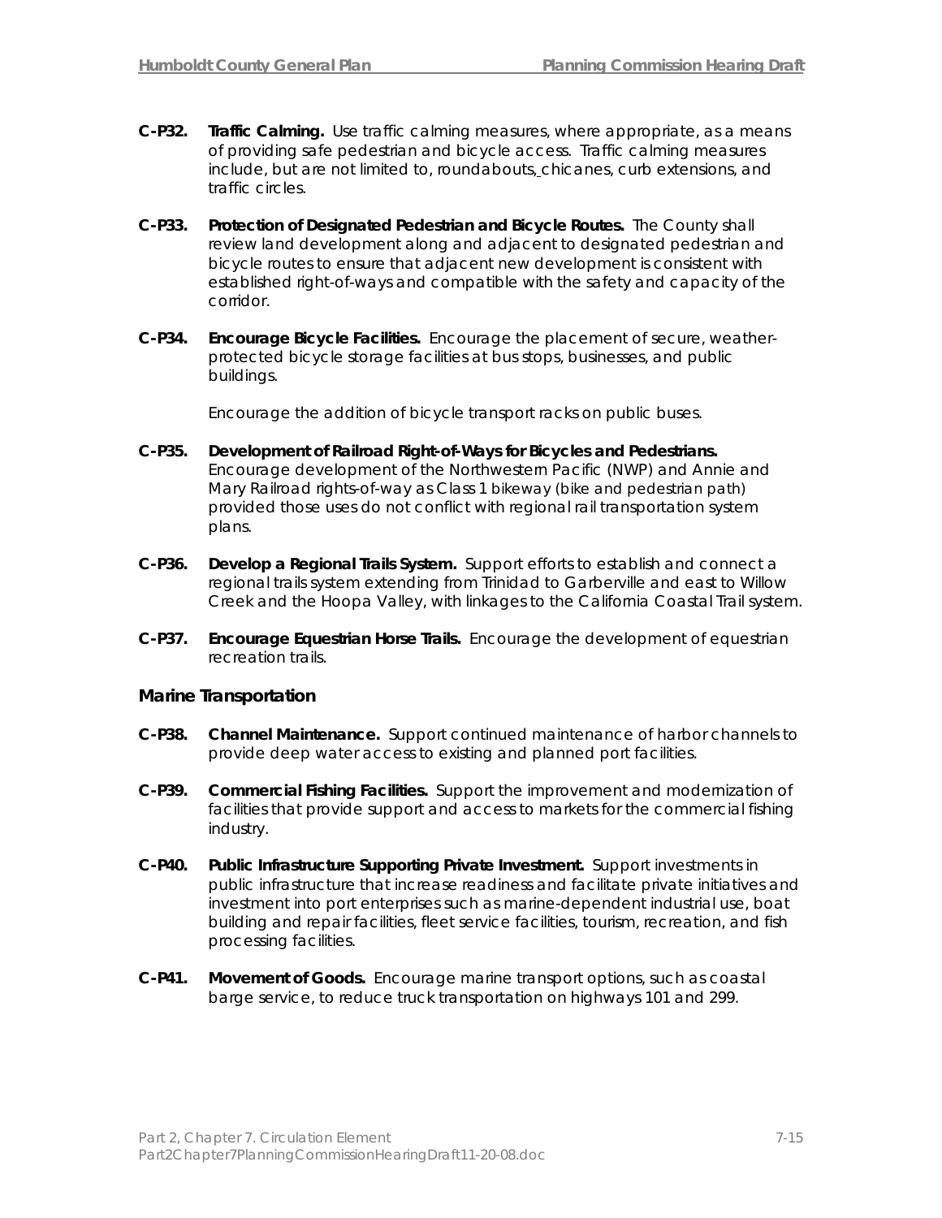**C-P32. Traffic Calming.** Use traffic calming measures, where appropriate, as a means of providing safe pedestrian and bicycle access. Traffic calming measures include, but are not limited to, roundabouts, chicanes, curb extensions, and traffic circles.

**C-P33. Protection of Designated Pedestrian and Bicycle Routes.** The County shall review land development along and adjacent to designated pedestrian and bicycle routes to ensure that adjacent new development is consistent with established right-of-ways and compatible with the safety and capacity of the corridor.

**C-P34. Encourage Bicycle Facilities.** Encourage the placement of secure, weather-protected bicycle storage facilities at bus stops, businesses, and public buildings.

Encourage the addition of bicycle transport racks on public buses.

**C-P35. Development of Railroad Right-of-Ways for Bicycles and Pedestrians.** Encourage development of the Northwestern Pacific (NWP) and Annie and Mary Railroad rights-of-way as Class 1 bikeway (bike and pedestrian path) provided those uses do not conflict with regional rail transportation system plans.

**C-P36. Develop a Regional Trails System.** Support efforts to establish and connect a regional trails system extending from Trinidad to Garberville and east to Willow Creek and the Hoopa Valley, with linkages to the California Coastal Trail system.

**C-P37. Encourage Equestrian Horse Trails.** Encourage the development of equestrian recreation trails.

### Marine Transportation

**C-P38. Channel Maintenance.** Support continued maintenance of harbor channels to provide deep water access to existing and planned port facilities.

**C-P39. Commercial Fishing Facilities.** Support the improvement and modernization of facilities that provide support and access to markets for the commercial fishing industry.

**C-P40. Public Infrastructure Supporting Private Investment.** Support investments in public infrastructure that increase readiness and facilitate private initiatives and investment into port enterprises such as marine-dependent industrial use, boat building and repair facilities, fleet service facilities, tourism, recreation, and fish processing facilities.

**C-P41. Movement of Goods.** Encourage marine transport options, such as coastal barge service, to reduce truck transportation on highways 101 and 299.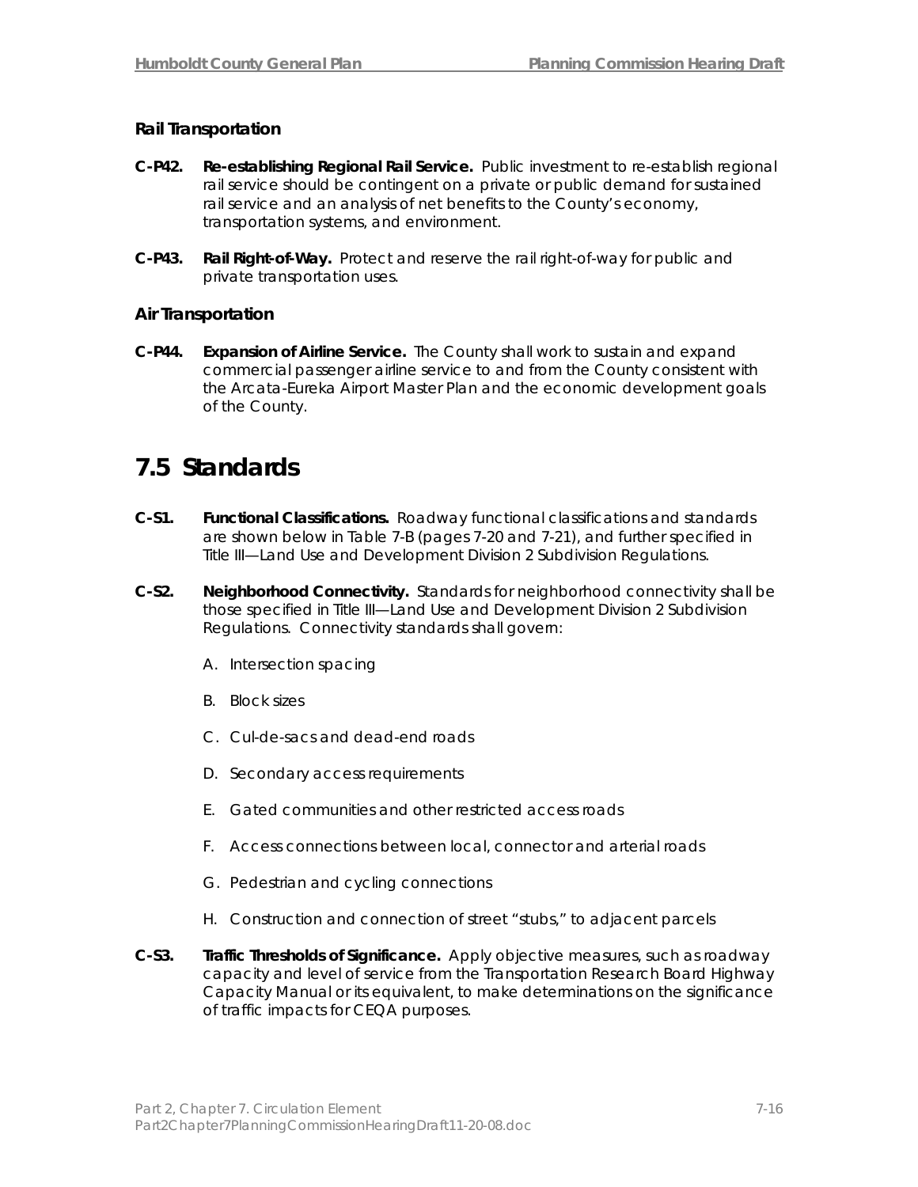### Rail Transportation

**C-P42. Re-establishing Regional Rail Service.** Public investment to re-establish regional rail service should be contingent on a private or public demand for sustained rail service and an analysis of net benefits to the County's economy, transportation systems, and environment.

**C-P43. Rail Right-of-Way.** Protect and reserve the rail right-of-way for public and private transportation uses.

### Air Transportation

**C-P44. Expansion of Airline Service.** The County shall work to sustain and expand commercial passenger airline service to and from the County consistent with the Arcata-Eureka Airport Master Plan and the economic development goals of the County.

## 7.5 Standards

**C-S1. Functional Classifications.** Roadway functional classifications and standards are shown below in Table 7-B (pages 7-20 and 7-21), and further specified in Title III—Land Use and Development Division 2 Subdivision Regulations.

**C-S2. Neighborhood Connectivity.** Standards for neighborhood connectivity shall be those specified in Title III—Land Use and Development Division 2 Subdivision Regulations. Connectivity standards shall govern:

A. Intersection spacing

B. Block sizes

C. Cul-de-sacs and dead-end roads

D. Secondary access requirements

E. Gated communities and other restricted access roads

F. Access connections between local, connector and arterial roads

G. Pedestrian and cycling connections

H. Construction and connection of street "stubs," to adjacent parcels

**C-S3. Traffic Thresholds of Significance.** Apply objective measures, such as roadway capacity and level of service from the Transportation Research Board Highway Capacity Manual or its equivalent, to make determinations on the significance of traffic impacts for CEQA purposes.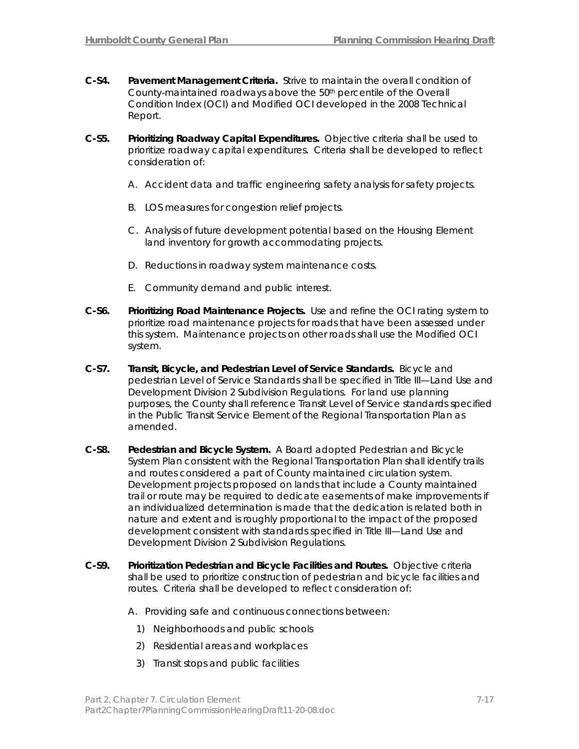**C-S4. Pavement Management Criteria.** Strive to maintain the overall condition of County-maintained roadways above the 50th percentile of the Overall Condition Index (OCI) and Modified OCI developed in the 2008 Technical Report.

**C-S5. Prioritizing Roadway Capital Expenditures.** Objective criteria shall be used to prioritize roadway capital expenditures. Criteria shall be developed to reflect consideration of:

A. Accident data and traffic engineering safety analysis for safety projects.

B. LOS measures for congestion relief projects.

C. Analysis of future development potential based on the Housing Element land inventory for growth accommodating projects.

D. Reductions in roadway system maintenance costs.

E. Community demand and public interest.

**C-S6. Prioritizing Road Maintenance Projects.** Use and refine the OCI rating system to prioritize road maintenance projects for roads that have been assessed under this system. Maintenance projects on other roads shall use the Modified OCI system.

**C-S7. Transit, Bicycle, and Pedestrian Level of Service Standards.** Bicycle and pedestrian Level of Service Standards shall be specified in Title III—Land Use and Development Division 2 Subdivision Regulations. For land use planning purposes, the County shall reference Transit Level of Service standards specified in the Public Transit Service Element of the Regional Transportation Plan as amended.

**C-S8. Pedestrian and Bicycle System.** A Board adopted Pedestrian and Bicycle System Plan consistent with the Regional Transportation Plan shall identify trails and routes considered a part of County maintained circulation system. Development projects proposed on lands that include a County maintained trail or route may be required to dedicate easements of make improvements if an individualized determination is made that the dedication is related both in nature and extent and is roughly proportional to the impact of the proposed development consistent with standards specified in Title III—Land Use and Development Division 2 Subdivision Regulations.

**C-S9. Prioritization Pedestrian and Bicycle Facilities and Routes.** Objective criteria shall be used to prioritize construction of pedestrian and bicycle facilities and routes. Criteria shall be developed to reflect consideration of:

A. Providing safe and continuous connections between:

1) Neighborhoods and public schools
2) Residential areas and workplaces
3) Transit stops and public facilities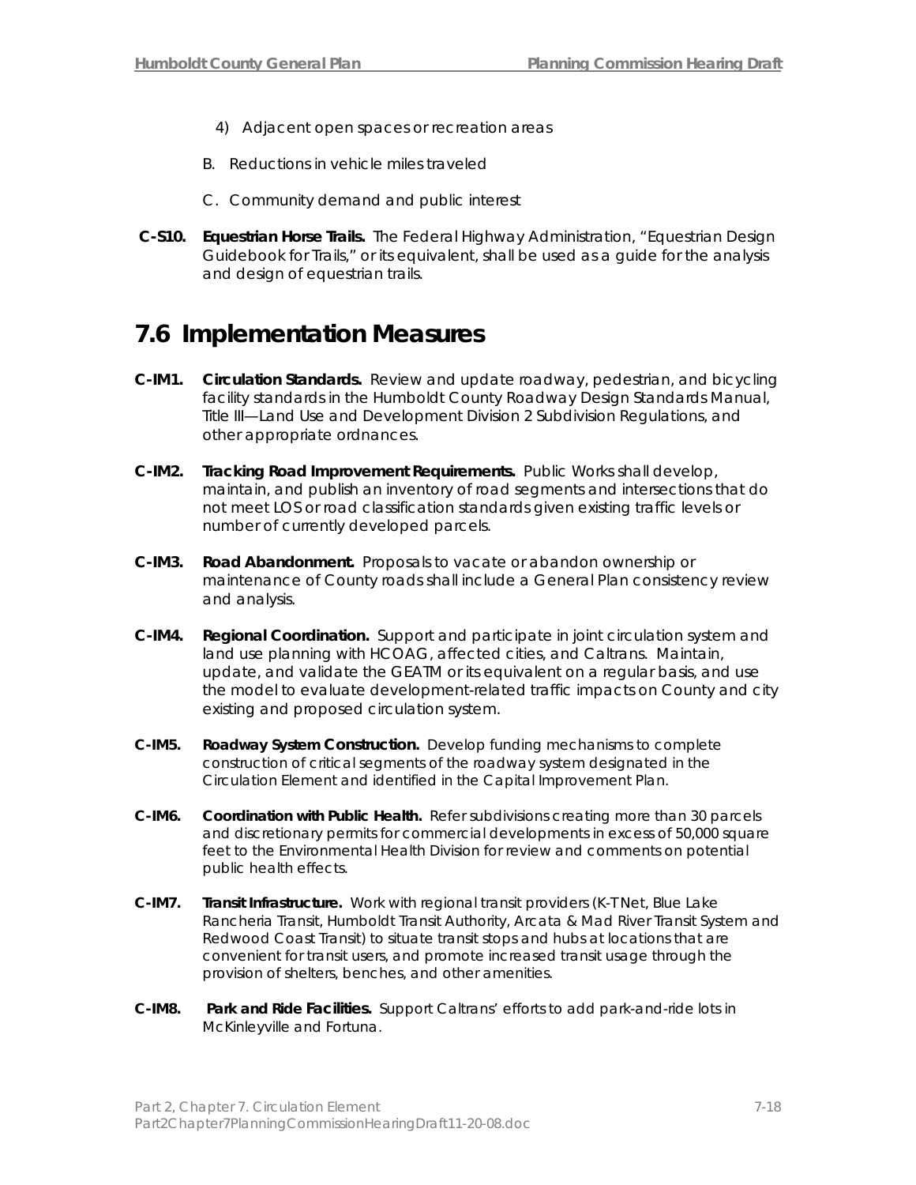4) Adjacent open spaces or recreation areas

B. Reductions in vehicle miles traveled

C. Community demand and public interest

**C-S10. Equestrian Horse Trails.** The Federal Highway Administration, "Equestrian Design Guidebook for Trails," or its equivalent, shall be used as a guide for the analysis and design of equestrian trails.

## 7.6 Implementation Measures

**C-IM1. Circulation Standards.** Review and update roadway, pedestrian, and bicycling facility standards in the Humboldt County Roadway Design Standards Manual, Title III—Land Use and Development Division 2 Subdivision Regulations, and other appropriate ordnances.

**C-IM2. Tracking Road Improvement Requirements.** Public Works shall develop, maintain, and publish an inventory of road segments and intersections that do not meet LOS or road classification standards given existing traffic levels or number of currently developed parcels.

**C-IM3. Road Abandonment.** Proposals to vacate or abandon ownership or maintenance of County roads shall include a General Plan consistency review and analysis.

**C-IM4. Regional Coordination.** Support and participate in joint circulation system and land use planning with HCOAG, affected cities, and Caltrans. Maintain, update, and validate the GEATM or its equivalent on a regular basis, and use the model to evaluate development-related traffic impacts on County and city existing and proposed circulation system.

**C-IM5. Roadway System Construction.** Develop funding mechanisms to complete construction of critical segments of the roadway system designated in the Circulation Element and identified in the Capital Improvement Plan.

**C-IM6. Coordination with Public Health.** Refer subdivisions creating more than 30 parcels and discretionary permits for commercial developments in excess of 50,000 square feet to the Environmental Health Division for review and comments on potential public health effects.

**C-IM7. Transit Infrastructure.** Work with regional transit providers (K-T Net, Blue Lake Rancheria Transit, Humboldt Transit Authority, Arcata & Mad River Transit System and Redwood Coast Transit) to situate transit stops and hubs at locations that are convenient for transit users, and promote increased transit usage through the provision of shelters, benches, and other amenities.

**C-IM8. Park and Ride Facilities.** Support Caltrans' efforts to add park-and-ride lots in McKinleyville and Fortuna.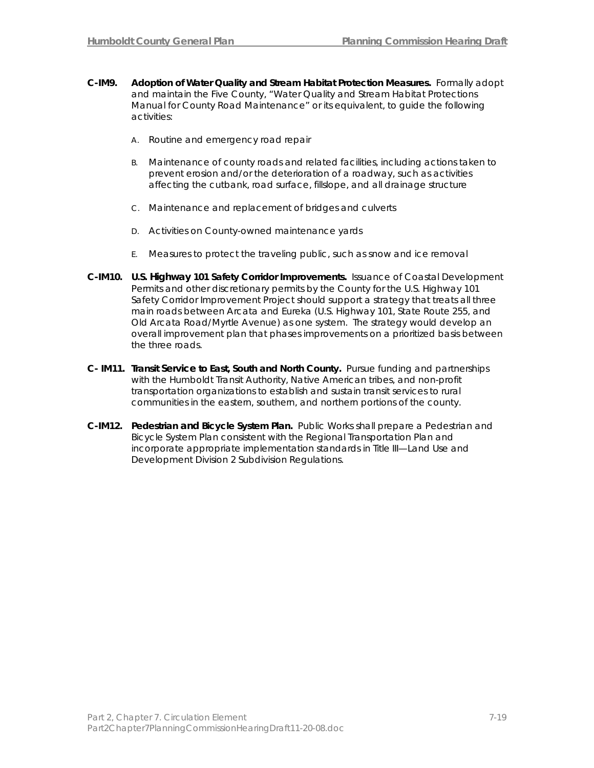**C-IM9. Adoption of Water Quality and Stream Habitat Protection Measures.** Formally adopt and maintain the Five County, "Water Quality and Stream Habitat Protections Manual for County Road Maintenance" or its equivalent, to guide the following activities:

A. Routine and emergency road repair

B. Maintenance of county roads and related facilities, including actions taken to prevent erosion and/or the deterioration of a roadway, such as activities affecting the cutbank, road surface, fillslope, and all drainage structure

C. Maintenance and replacement of bridges and culverts

D. Activities on County-owned maintenance yards

E. Measures to protect the traveling public, such as snow and ice removal

**C-IM10. U.S. Highway 101 Safety Corridor Improvements.** Issuance of Coastal Development Permits and other discretionary permits by the County for the U.S. Highway 101 Safety Corridor Improvement Project should support a strategy that treats all three main roads between Arcata and Eureka (U.S. Highway 101, State Route 255, and Old Arcata Road/Myrtle Avenue) as one system. The strategy would develop an overall improvement plan that phases improvements on a prioritized basis between the three roads.

**C- IM11. Transit Service to East, South and North County.** Pursue funding and partnerships with the Humboldt Transit Authority, Native American tribes, and non-profit transportation organizations to establish and sustain transit services to rural communities in the eastern, southern, and northern portions of the county.

**C-IM12. Pedestrian and Bicycle System Plan.** Public Works shall prepare a Pedestrian and Bicycle System Plan consistent with the Regional Transportation Plan and incorporate appropriate implementation standards in Title III—Land Use and Development Division 2 Subdivision Regulations.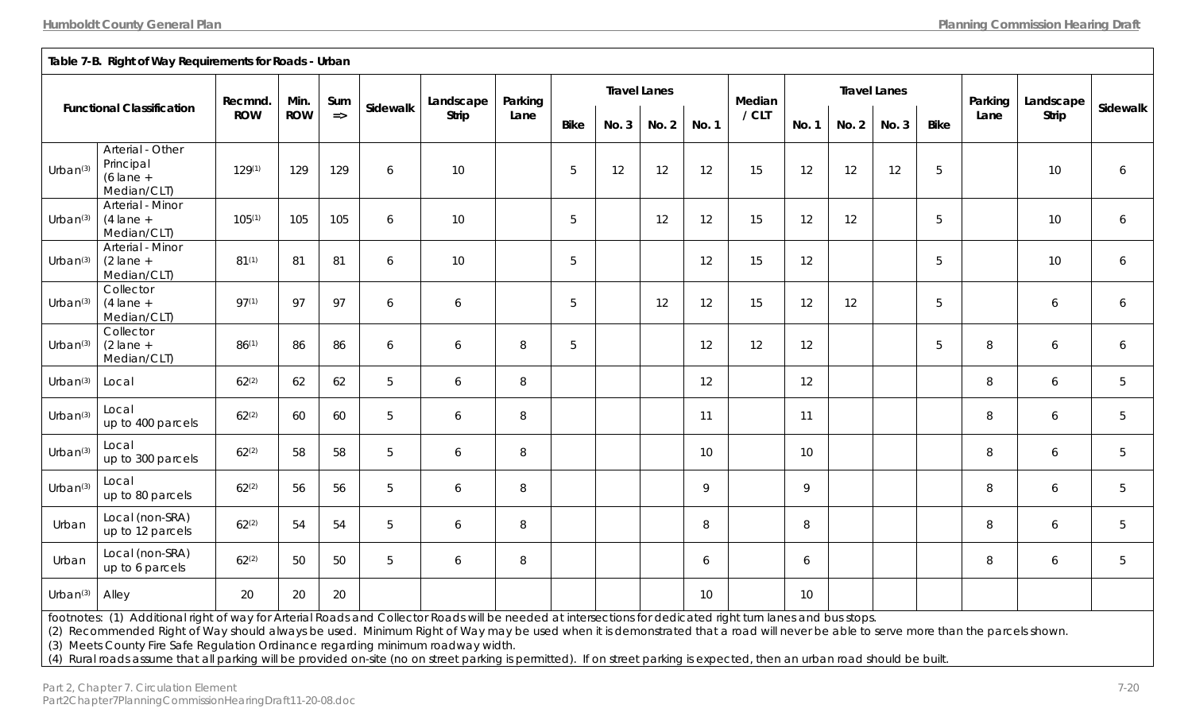**Table 7-B. Right of Way Requirements for Roads - Urban**

| Functional Classification | | Recmnd. ROW | Min. ROW | Sum => | Sidewalk | Landscape Strip | Parking Lane | Travel Lanes | | | | Median / CLT | Travel Lanes | | | | Parking Lane | Landscape Strip | Sidewalk |
|---|---|---|---|---|---|---|---|---|---|---|---|---|---|---|---|---|---|---|---|
| | | | | | | | | Bike | No. 3 | No. 2 | No. 1 | | No. 1 | No. 2 | No. 3 | Bike | | | |
| Urban[3] | Arterial - Other Principal (6 lane + Median/CLT) | 129[1] | 129 | 129 | 6 | 10 | | 5 | 12 | 12 | 12 | 15 | 12 | 12 | 12 | 5 | | 10 | 6 |
| Urban[3] | Arterial - Minor (4 lane + Median/CLT) | 105[1] | 105 | 105 | 6 | 10 | | 5 | | 12 | 12 | 15 | 12 | 12 | | 5 | | 10 | 6 |
| Urban[3] | Arterial - Minor (2 lane + Median/CLT) | 81[1] | 81 | 81 | 6 | 10 | | 5 | | | 12 | 15 | 12 | | | 5 | | 10 | 6 |
| Urban[3] | Collector (4 lane + Median/CLT) | 97[1] | 97 | 97 | 6 | 6 | | 5 | | 12 | 12 | 15 | 12 | 12 | | 5 | | 6 | 6 |
| Urban[3] | Collector (2 lane + Median/CLT) | 86[1] | 86 | 86 | 6 | 6 | 8 | 5 | | | 12 | 12 | 12 | | | 5 | 8 | 6 | 6 |
| Urban[3] | Local | 62[2] | 62 | 62 | 5 | 6 | 8 | | | | 12 | | 12 | | | | 8 | 6 | 5 |
| Urban[3] | Local up to 400 parcels | 62[2] | 60 | 60 | 5 | 6 | 8 | | | | 11 | | 11 | | | | 8 | 6 | 5 |
| Urban[3] | Local up to 300 parcels | 62[2] | 58 | 58 | 5 | 6 | 8 | | | | 10 | | 10 | | | | 8 | 6 | 5 |
| Urban[3] | Local up to 80 parcels | 62[2] | 56 | 56 | 5 | 6 | 8 | | | | 9 | | 9 | | | | 8 | 6 | 5 |
| Urban | Local (non-SRA) up to 12 parcels | 62[2] | 54 | 54 | 5 | 6 | 8 | | | | 8 | | 8 | | | | 8 | 6 | 5 |
| Urban | Local (non-SRA) up to 6 parcels | 62[2] | 50 | 50 | 5 | 6 | 8 | | | | 6 | | 6 | | | | 8 | 6 | 5 |
| Urban[3] | Alley | 20 | 20 | 20 | | | | | | | 10 | | 10 | | | | | | |

footnotes: (1) Additional right of way for Arterial Roads and Collector Roads will be needed at intersections for dedicated right turn lanes and bus stops.
(2) Recommended Right of Way should always be used. Minimum Right of Way may be used when it is demonstrated that a road will never be able to serve more than the parcels shown.
(3) Meets County Fire Safe Regulation Ordinance regarding minimum roadway width.
(4) Rural roads assume that all parking will be provided on-site (no on street parking is permitted). If on street parking is expected, then an urban road should be built.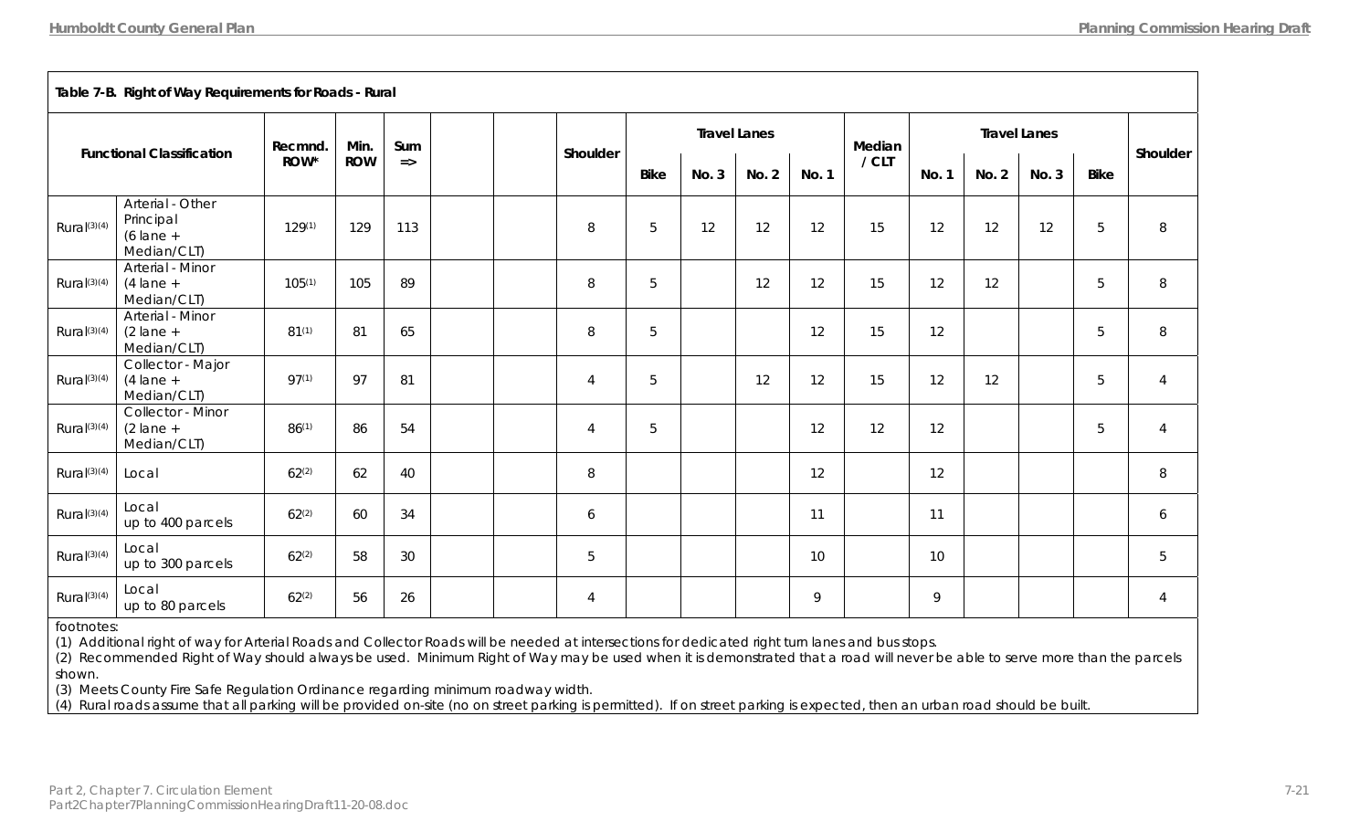| Table 7-B. Right of Way Requirements for Roads - Rural | | | | | | | | | | | | | | | | | | |
|---|---|---|---|---|---|---|---|---|---|---|---|---|---|---|---|---|---|---|
| Functional Classification | | Recmnd. ROW* | Min. ROW | Sum => | | | Shoulder | Travel Lanes | | | | Median / CLT | Travel Lanes | | | | Shoulder |
| | | | | | | | | Bike | No. 3 | No. 2 | No. 1 | | No. 1 | No. 2 | No. 3 | Bike | |
| Rural(3)(4) | Arterial - Other Principal (6 lane + Median/CLT) | 129(1) | 129 | 113 | | | 8 | 5 | 12 | 12 | 12 | 15 | 12 | 12 | 12 | 5 | 8 |
| Rural(3)(4) | Arterial - Minor (4 lane + Median/CLT) | 105(1) | 105 | 89 | | | 8 | 5 | | 12 | 12 | 15 | 12 | 12 | | 5 | 8 |
| Rural(3)(4) | Arterial - Minor (2 lane + Median/CLT) | 81(1) | 81 | 65 | | | 8 | 5 | | | 12 | 15 | 12 | | | 5 | 8 |
| Rural(3)(4) | Collector - Major (4 lane + Median/CLT) | 97(1) | 97 | 81 | | | 4 | 5 | | 12 | 12 | 15 | 12 | 12 | | 5 | 4 |
| Rural(3)(4) | Collector - Minor (2 lane + Median/CLT) | 86(1) | 86 | 54 | | | 4 | 5 | | | 12 | 12 | 12 | | | 5 | 4 |
| Rural(3)(4) | Local | 62(2) | 62 | 40 | | | 8 | | | | 12 | | 12 | | | | 8 |
| Rural(3)(4) | Local up to 400 parcels | 62(2) | 60 | 34 | | | 6 | | | | 11 | | 11 | | | | 6 |
| Rural(3)(4) | Local up to 300 parcels | 62(2) | 58 | 30 | | | 5 | | | | 10 | | 10 | | | | 5 |
| Rural(3)(4) | Local up to 80 parcels | 62(2) | 56 | 26 | | | 4 | | | | 9 | | 9 | | | | 4 |

footnotes:

(1) Additional right of way for Arterial Roads and Collector Roads will be needed at intersections for dedicated right turn lanes and bus stops.

(2) Recommended Right of Way should always be used. Minimum Right of Way may be used when it is demonstrated that a road will never be able to serve more than the parcels shown.

(3) Meets County Fire Safe Regulation Ordinance regarding minimum roadway width.

(4) Rural roads assume that all parking will be provided on-site (no on street parking is permitted). If on street parking is expected, then an urban road should be built.